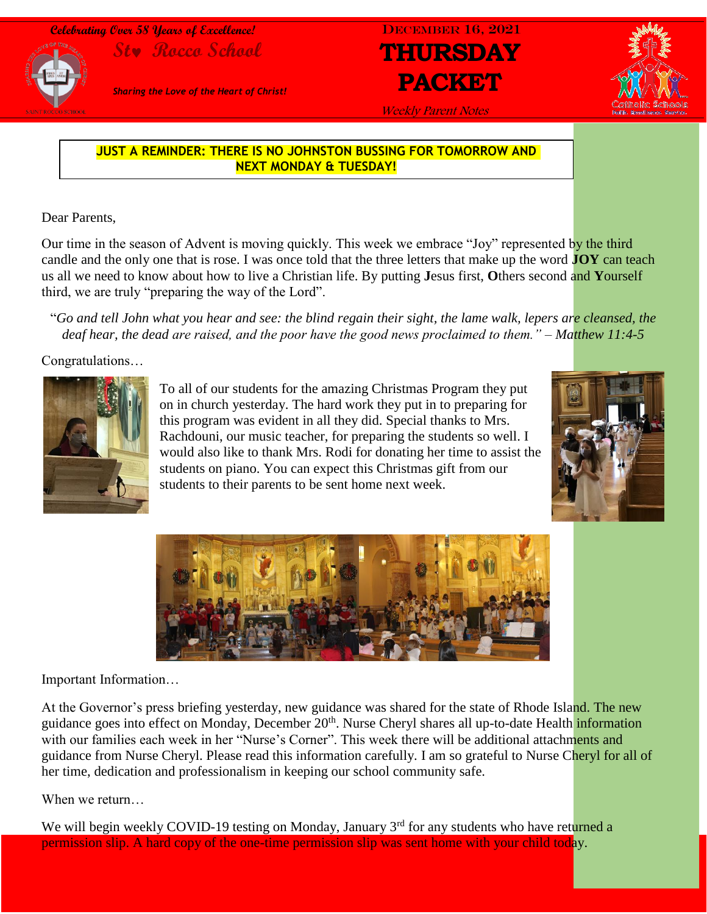Celebrating Over 58 Years of Excellence!

St. Rocco School

*Sharing the Love of the Heart of Christ!*

DECEMBER 16, 2021

# THURSDAY PACKET

*Weekly Parent Notes*

**JUST A REMINDER: THERE IS NO JOHNSTON BUSSING FOR TOMORROW AND NEXT MONDAY & TUESDAY!**

Dear Parents,

Our time in the season of Advent is moving quickly. This week we embrace "Joy" represented by the third candle and the only one that is rose. I was once told that the three letters that make up the word **JOY** can teach us all we need to know about how to live a Christian life. By putting **J**esus first, **O**thers second and **Y**ourself third, we are truly "preparing the way of the Lord".

"*Go and tell John what you hear and see: the blind regain their sight, the lame walk, lepers are cleansed, the deaf hear, the dead are raised, and the poor have the good news proclaimed to them." – Matthew 11:4-5*

Congratulations…

To all of our students for the amazing Christmas Program they put on in church yesterday. The hard work they put in to preparing for this program was evident in all they did. Special thanks to Mrs. Rachdouni, our music teacher, for preparing the students so well. I would also like to thank Mrs. Rodi for donating her time to assist the students on piano. You can expect this Christmas gift from our students to their parents to be sent home next week.

Important Information…

At the Governor's press briefing yesterday, new guidance was shared for the state of Rhode Island. The new guidance goes into effect on Monday, December 20th. Nurse Cheryl shares all up-to-date Health information with our families each week in her "Nurse's Corner". This week there will be additional attachments and guidance from Nurse Cheryl. Please read this information carefully. I am so grateful to Nurse Cheryl for all of her time, dedication and professionalism in keeping our school community safe.

When we return…

We will begin weekly COVID-19 testing on Monday, January 3rd for any students who have returned a permission slip. A hard copy of the one-time permission slip was sent home with your child today.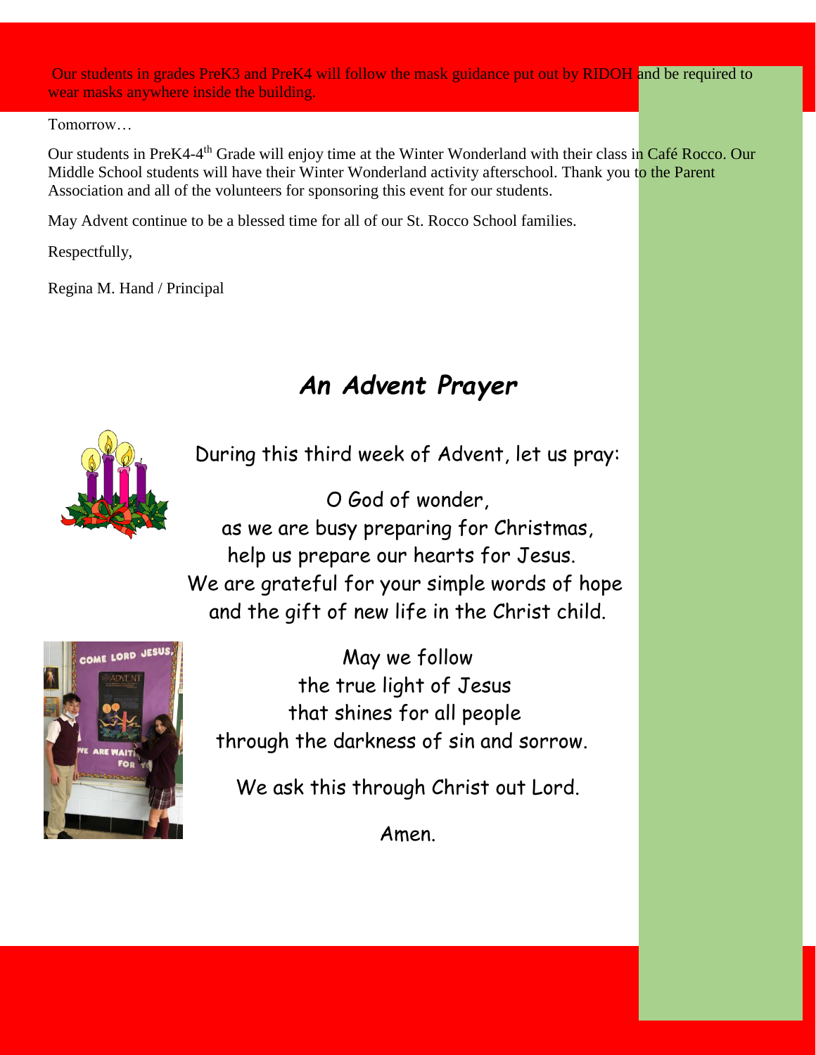Our students in grades PreK3 and PreK4 will follow the mask guidance put out by RIDOH and be required to wear masks anywhere inside the building.

Tomorrow…

Our students in PreK4-4th Grade will enjoy time at the Winter Wonderland with their class in Café Rocco. Our Middle School students will have their Winter Wonderland activity afterschool. Thank you to the Parent Association and all of the volunteers for sponsoring this event for our students.

May Advent continue to be a blessed time for all of our St. Rocco School families.

Respectfully,

Regina M. Hand / Principal

## *An Advent Prayer*

During this third week of Advent, let us pray:

O God of wonder,
as we are busy preparing for Christmas,
help us prepare our hearts for Jesus.
We are grateful for your simple words of hope
and the gift of new life in the Christ child.

May we follow
the true light of Jesus
that shines for all people
through the darkness of sin and sorrow.

We ask this through Christ out Lord.

Amen.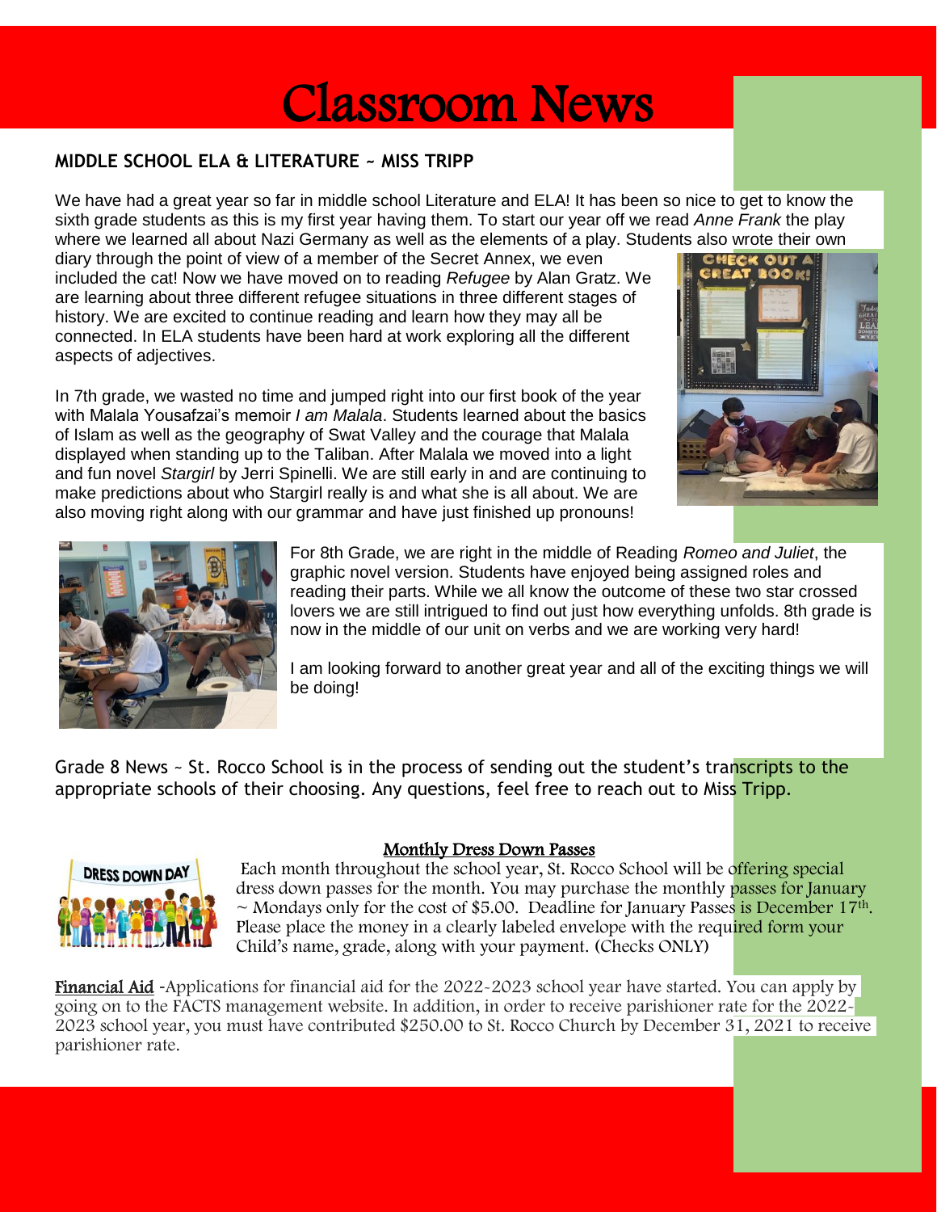# Classroom News

## MIDDLE SCHOOL ELA & LITERATURE ~ MISS TRIPP

We have had a great year so far in middle school Literature and ELA! It has been so nice to get to know the sixth grade students as this is my first year having them. To start our year off we read *Anne Frank* the play where we learned all about Nazi Germany as well as the elements of a play. Students also wrote their own diary through the point of view of a member of the Secret Annex, we even included the cat! Now we have moved on to reading *Refugee* by Alan Gratz. We are learning about three different refugee situations in three different stages of history. We are excited to continue reading and learn how they may all be connected. In ELA students have been hard at work exploring all the different aspects of adjectives.

In 7th grade, we wasted no time and jumped right into our first book of the year with Malala Yousafzai's memoir *I am Malala*. Students learned about the basics of Islam as well as the geography of Swat Valley and the courage that Malala displayed when standing up to the Taliban. After Malala we moved into a light and fun novel *Stargirl* by Jerri Spinelli. We are still early in and are continuing to make predictions about who Stargirl really is and what she is all about. We are also moving right along with our grammar and have just finished up pronouns!

For 8th Grade, we are right in the middle of Reading *Romeo and Juliet*, the graphic novel version. Students have enjoyed being assigned roles and reading their parts. While we all know the outcome of these two star crossed lovers we are still intrigued to find out just how everything unfolds. 8th grade is now in the middle of our unit on verbs and we are working very hard!

I am looking forward to another great year and all of the exciting things we will be doing!

Grade 8 News ~ St. Rocco School is in the process of sending out the student's transcripts to the appropriate schools of their choosing. Any questions, feel free to reach out to Miss Tripp.

**Monthly Dress Down Passes**

Each month throughout the school year, St. Rocco School will be offering special dress down passes for the month. You may purchase the monthly passes for January ~ Mondays only for the cost of $5.00. Deadline for January Passes is December 17th. Please place the money in a clearly labeled envelope with the required form your Child's name, grade, along with your payment. (Checks ONLY)

**Financial Aid** -Applications for financial aid for the 2022-2023 school year have started. You can apply by going on to the FACTS management website. In addition, in order to receive parishioner rate for the 2022-2023 school year, you must have contributed $250.00 to St. Rocco Church by December 31, 2021 to receive parishioner rate.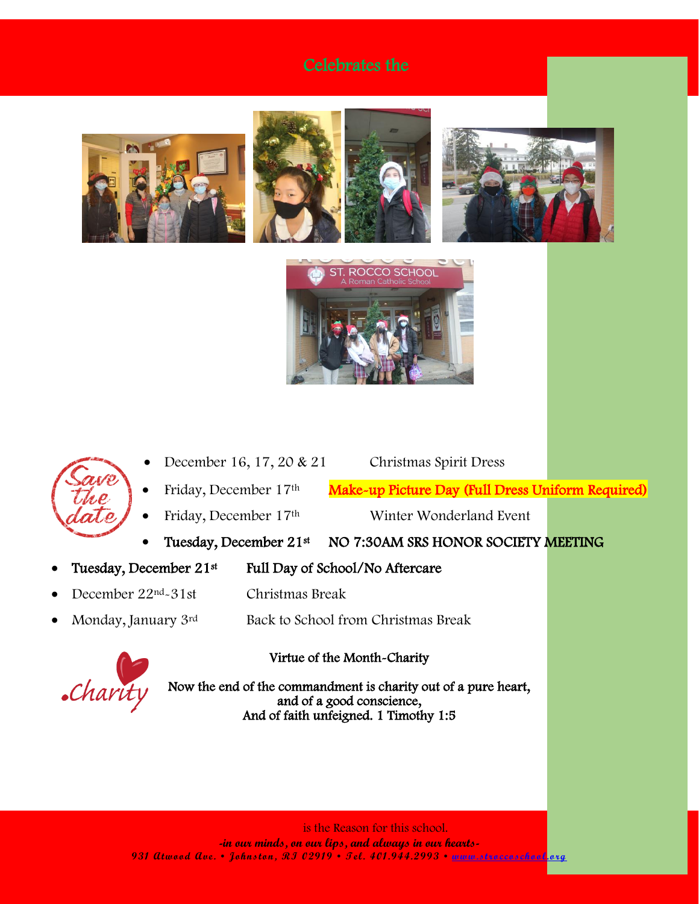Celebrates the

- December 16, 17, 20 & 21 Christmas Spirit Dress
- Friday, December 17th **Make-up Picture Day (Full Dress Uniform Required)**
- Friday, December 17th Winter Wonderland Event
- **Tuesday, December 21st NO 7:30AM SRS HONOR SOCIETY MEETING**
- **Tuesday, December 21st Full Day of School/No Aftercare**
- December 22nd-31st Christmas Break
- Monday, January 3rd Back to School from Christmas Break

**Virtue of the Month-Charity**

**Now the end of the commandment is charity out of a pure heart, and of a good conscience, And of faith unfeigned. 1 Timothy 1:5**

is the Reason for this school.

*-in our minds, on our lips, and always in our hearts-*

*931 Atwood Ave. • Johnston, RI 02919 • Tel. 401.944.2993 • www.stroccoschool.org*